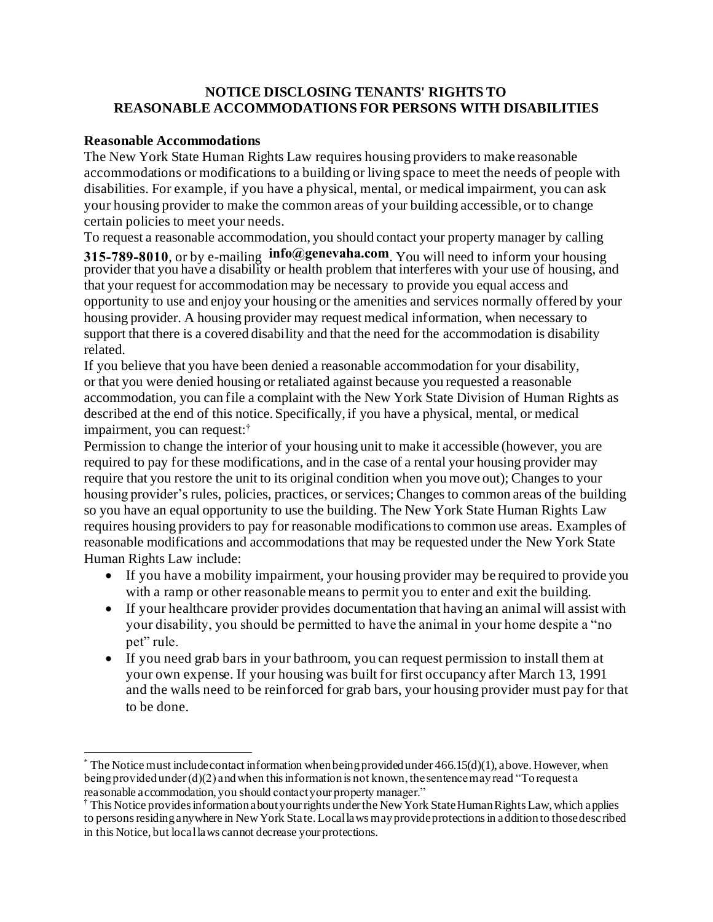**NOTICE DISCLOSING TENANTS' RIGHTS TO REASONABLE ACCOMMODATIONS FOR PERSONS WITH DISABILITIES**

**Reasonable Accommodations**

The New York State Human Rights Law requires housing providers to make reasonable accommodations or modifications to a building or living space to meet the needs of people with disabilities. For example, if you have a physical, mental, or medical impairment, you can ask your housing provider to make the common areas of your building accessible, or to change certain policies to meet your needs.

To request a reasonable accommodation, you should contact your property manager by calling **315-789-8010**, or by e-mailing **info@genevaha.com**. You will need to inform your housing provider that you have a disability or health problem that interferes with your use of housing, and that your request for accommodation may be necessary to provide you equal access and opportunity to use and enjoy your housing or the amenities and services normally offered by your housing provider. A housing provider may request medical information, when necessary to support that there is a covered disability and that the need for the accommodation is disability related.

If you believe that you have been denied a reasonable accommodation for your disability, or that you were denied housing or retaliated against because you requested a reasonable accommodation, you can file a complaint with the New York State Division of Human Rights as described at the end of this notice. Specifically, if you have a physical, mental, or medical impairment, you can request:[†]

Permission to change the interior of your housing unit to make it accessible (however, you are required to pay for these modifications, and in the case of a rental your housing provider may require that you restore the unit to its original condition when you move out); Changes to your housing provider's rules, policies, practices, or services; Changes to common areas of the building so you have an equal opportunity to use the building. The New York State Human Rights Law requires housing providers to pay for reasonable modifications to common use areas. Examples of reasonable modifications and accommodations that may be requested under the New York State Human Rights Law include:

- If you have a mobility impairment, your housing provider may be required to provide you with a ramp or other reasonable means to permit you to enter and exit the building.
- If your healthcare provider provides documentation that having an animal will assist with your disability, you should be permitted to have the animal in your home despite a "no pet" rule.
- If you need grab bars in your bathroom, you can request permission to install them at your own expense. If your housing was built for first occupancy after March 13, 1991 and the walls need to be reinforced for grab bars, your housing provider must pay for that to be done.

---

[*] The Notice must include contact information when being provided under 466.15(d)(1), above. However, when being provided under (d)(2) and when this information is not known, the sentence may read "To request a reasonable accommodation, you should contact your property manager."

[†] This Notice provides information about your rights under the New York State Human Rights Law, which applies to persons residing anywhere in New York State. Local laws may provide protections in addition to those described in this Notice, but local laws cannot decrease your protections.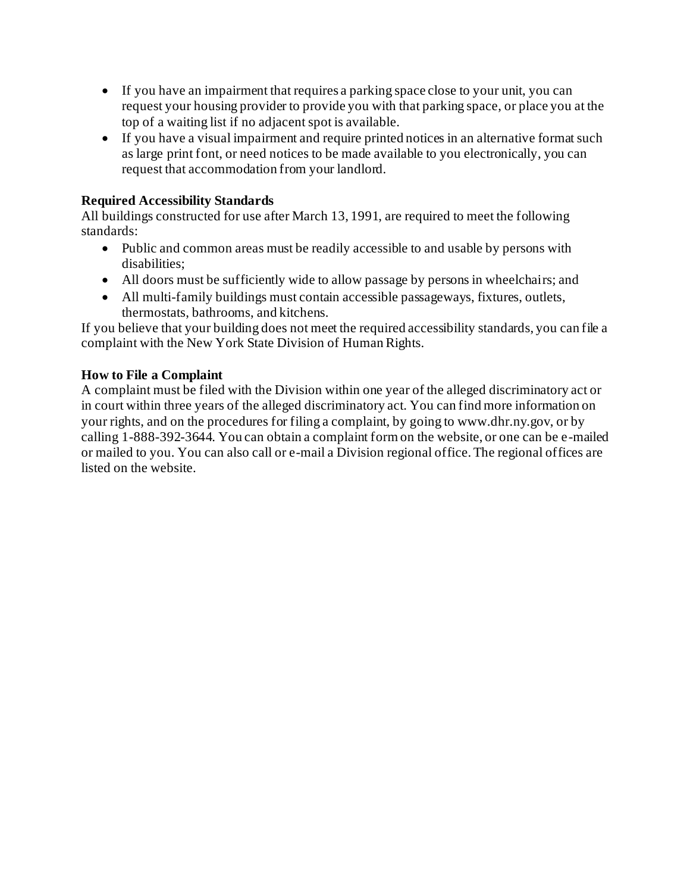- If you have an impairment that requires a parking space close to your unit, you can request your housing provider to provide you with that parking space, or place you at the top of a waiting list if no adjacent spot is available.
- If you have a visual impairment and require printed notices in an alternative format such as large print font, or need notices to be made available to you electronically, you can request that accommodation from your landlord.

**Required Accessibility Standards**

All buildings constructed for use after March 13, 1991, are required to meet the following standards:

- Public and common areas must be readily accessible to and usable by persons with disabilities;
- All doors must be sufficiently wide to allow passage by persons in wheelchairs; and
- All multi-family buildings must contain accessible passageways, fixtures, outlets, thermostats, bathrooms, and kitchens.

If you believe that your building does not meet the required accessibility standards, you can file a complaint with the New York State Division of Human Rights.

**How to File a Complaint**

A complaint must be filed with the Division within one year of the alleged discriminatory act or in court within three years of the alleged discriminatory act. You can find more information on your rights, and on the procedures for filing a complaint, by going to www.dhr.ny.gov, or by calling 1-888-392-3644. You can obtain a complaint form on the website, or one can be e-mailed or mailed to you. You can also call or e-mail a Division regional office. The regional offices are listed on the website.